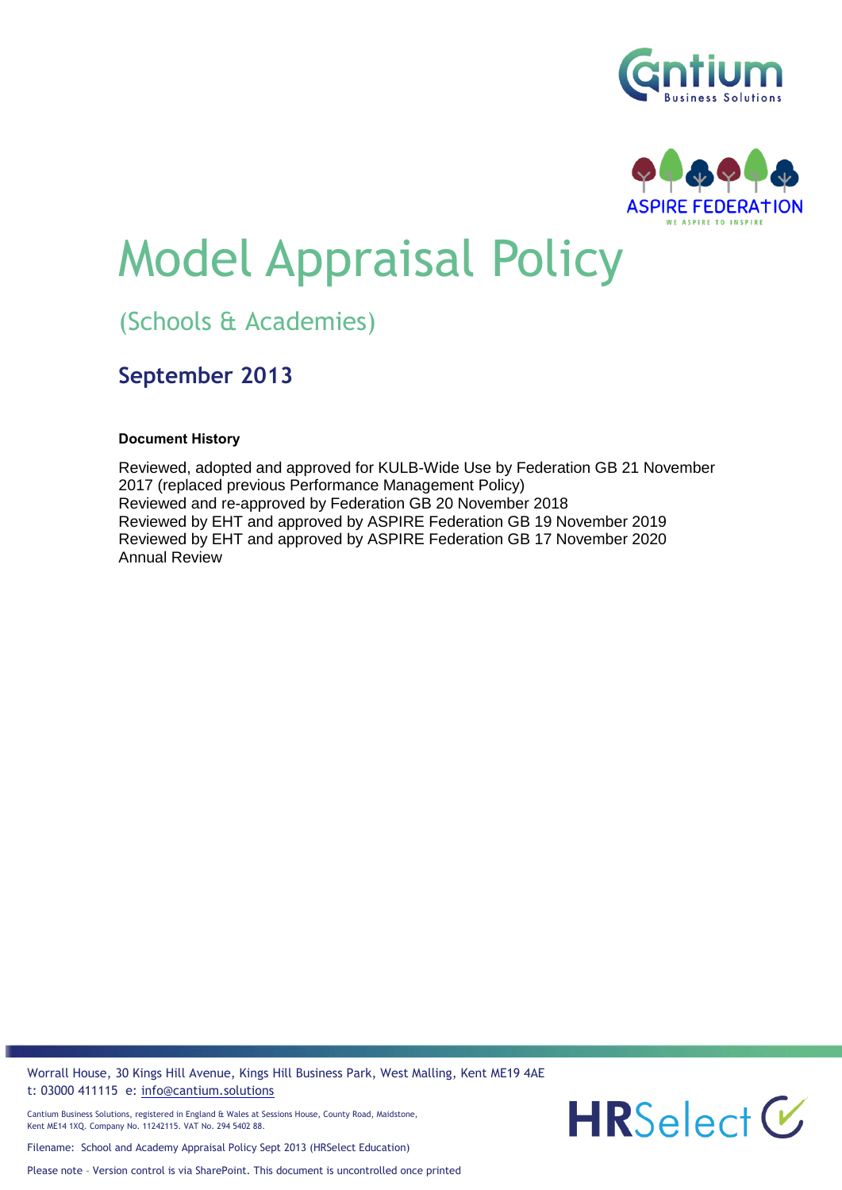# Model Appraisal Policy

## (Schools & Academies)

### September 2013

**Document History**

Reviewed, adopted and approved for KULB-Wide Use by Federation GB 21 November 2017 (replaced previous Performance Management Policy)
Reviewed and re-approved by Federation GB 20 November 2018
Reviewed by EHT and approved by ASPIRE Federation GB 19 November 2019
Reviewed by EHT and approved by ASPIRE Federation GB 17 November 2020
Annual Review

Worrall House, 30 Kings Hill Avenue, Kings Hill Business Park, West Malling, Kent ME19 4AE
t: 03000 411115 e: info@cantium.solutions

Cantium Business Solutions, registered in England & Wales at Sessions House, County Road, Maidstone, Kent ME14 1XQ. Company No. 11242115. VAT No. 294 5402 88.

Filename: School and Academy Appraisal Policy Sept 2013 (HRSelect Education)

Please note – Version control is via SharePoint. This document is uncontrolled once printed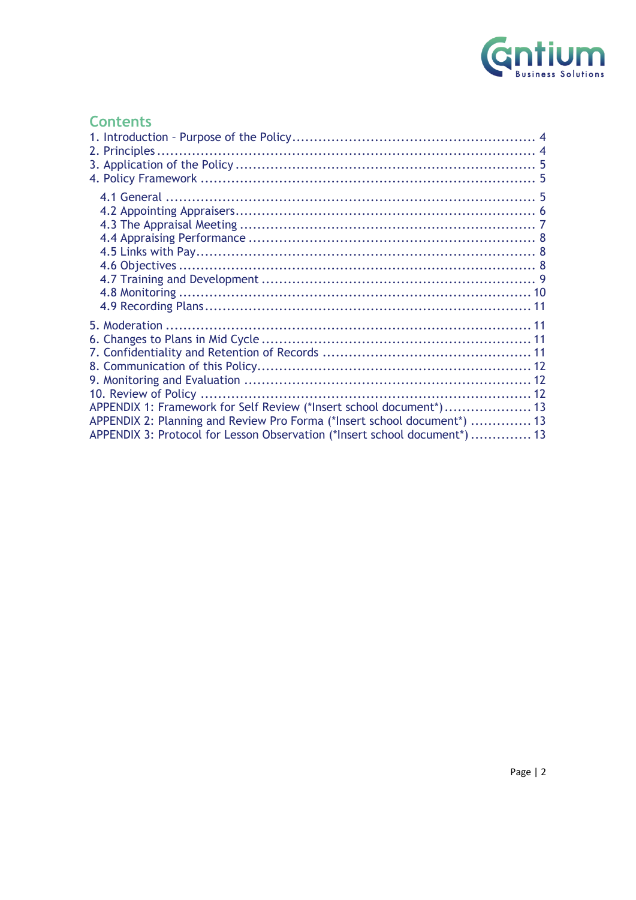## Contents

1. Introduction – Purpose of the Policy ........................................................ 4
2. Principles ........................................................................................ 4
3. Application of the Policy ...................................................................... 5
4. Policy Framework .............................................................................. 5
   - 4.1 General ...................................................................................... 5
   - 4.2 Appointing Appraisers ................................................................... 6
   - 4.3 The Appraisal Meeting ................................................................... 7
   - 4.4 Appraising Performance ................................................................. 8
   - 4.5 Links with Pay .............................................................................. 8
   - 4.6 Objectives .................................................................................... 8
   - 4.7 Training and Development .............................................................. 9
   - 4.8 Monitoring ................................................................................... 10
   - 4.9 Recording Plans ........................................................................... 11
5. Moderation ...................................................................................... 11
6. Changes to Plans in Mid Cycle .............................................................. 11
7. Confidentiality and Retention of Records ................................................ 11
8. Communication of this Policy ................................................................ 12
9. Monitoring and Evaluation ................................................................... 12
10. Review of Policy ............................................................................... 12

APPENDIX 1: Framework for Self Review (*Insert school document*) .................... 13
APPENDIX 2: Planning and Review Pro Forma (*Insert school document*) .............. 13
APPENDIX 3: Protocol for Lesson Observation (*Insert school document*) .............. 13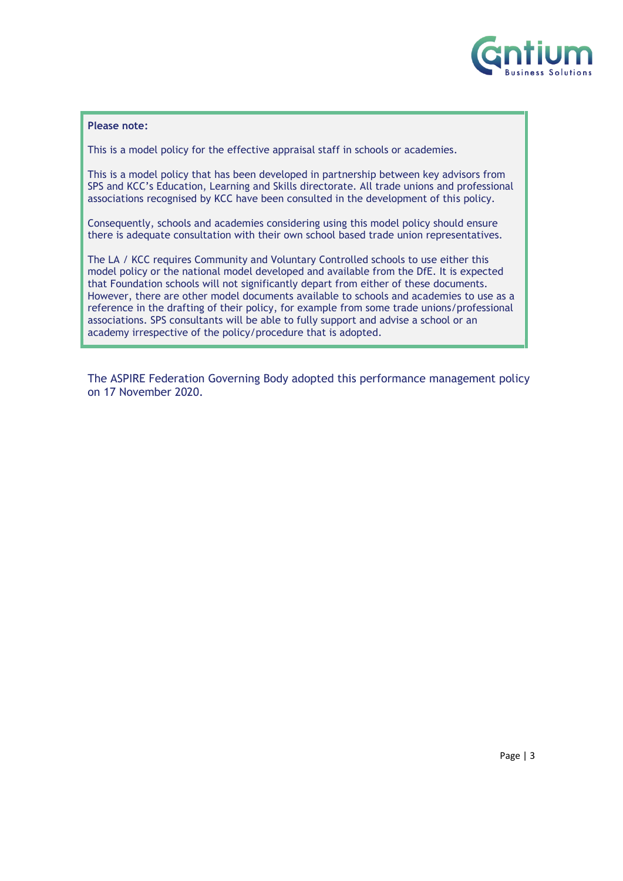**Please note:**

This is a model policy for the effective appraisal staff in schools or academies.

This is a model policy that has been developed in partnership between key advisors from SPS and KCC's Education, Learning and Skills directorate. All trade unions and professional associations recognised by KCC have been consulted in the development of this policy.

Consequently, schools and academies considering using this model policy should ensure there is adequate consultation with their own school based trade union representatives.

The LA / KCC requires Community and Voluntary Controlled schools to use either this model policy or the national model developed and available from the DfE. It is expected that Foundation schools will not significantly depart from either of these documents. However, there are other model documents available to schools and academies to use as a reference in the drafting of their policy, for example from some trade unions/professional associations. SPS consultants will be able to fully support and advise a school or an academy irrespective of the policy/procedure that is adopted.

The ASPIRE Federation Governing Body adopted this performance management policy on 17 November 2020.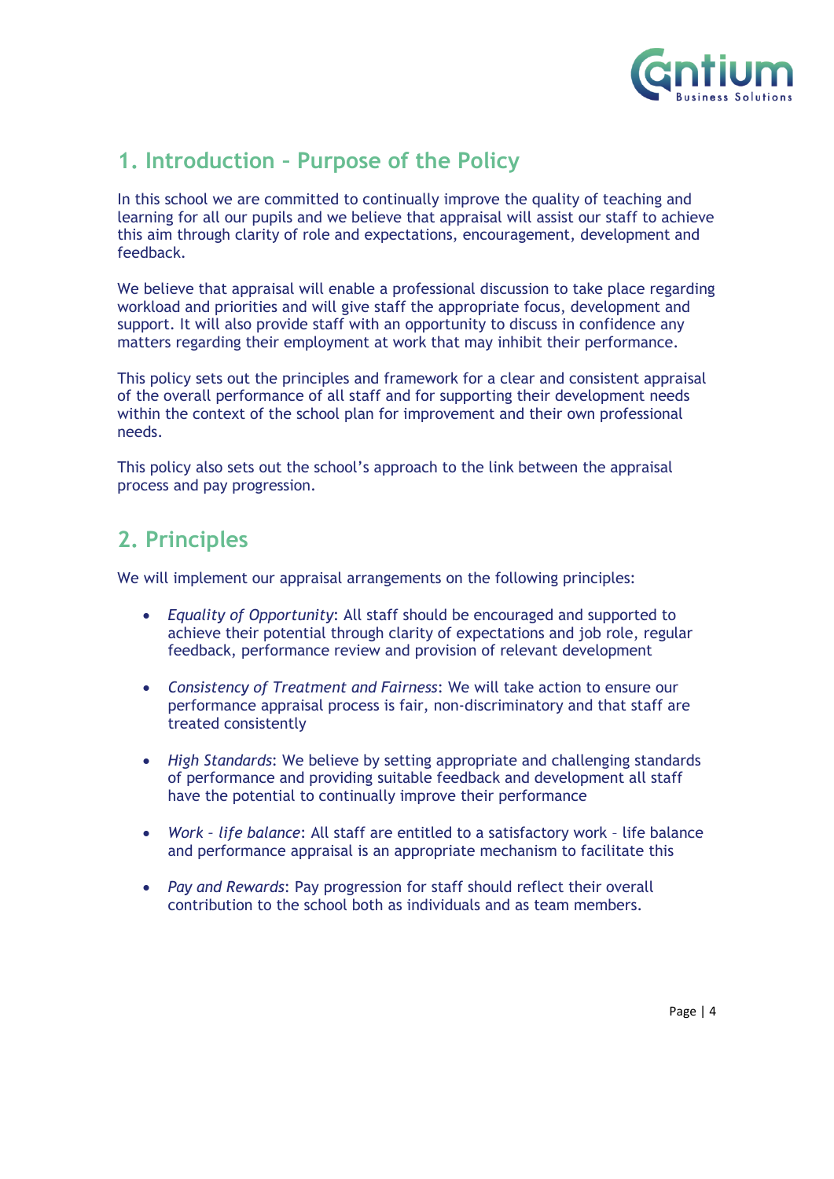## 1. Introduction – Purpose of the Policy

In this school we are committed to continually improve the quality of teaching and learning for all our pupils and we believe that appraisal will assist our staff to achieve this aim through clarity of role and expectations, encouragement, development and feedback.

We believe that appraisal will enable a professional discussion to take place regarding workload and priorities and will give staff the appropriate focus, development and support. It will also provide staff with an opportunity to discuss in confidence any matters regarding their employment at work that may inhibit their performance.

This policy sets out the principles and framework for a clear and consistent appraisal of the overall performance of all staff and for supporting their development needs within the context of the school plan for improvement and their own professional needs.

This policy also sets out the school's approach to the link between the appraisal process and pay progression.

## 2. Principles

We will implement our appraisal arrangements on the following principles:

- *Equality of Opportunity*: All staff should be encouraged and supported to achieve their potential through clarity of expectations and job role, regular feedback, performance review and provision of relevant development
- *Consistency of Treatment and Fairness*: We will take action to ensure our performance appraisal process is fair, non-discriminatory and that staff are treated consistently
- *High Standards*: We believe by setting appropriate and challenging standards of performance and providing suitable feedback and development all staff have the potential to continually improve their performance
- *Work – life balance*: All staff are entitled to a satisfactory work – life balance and performance appraisal is an appropriate mechanism to facilitate this
- *Pay and Rewards*: Pay progression for staff should reflect their overall contribution to the school both as individuals and as team members.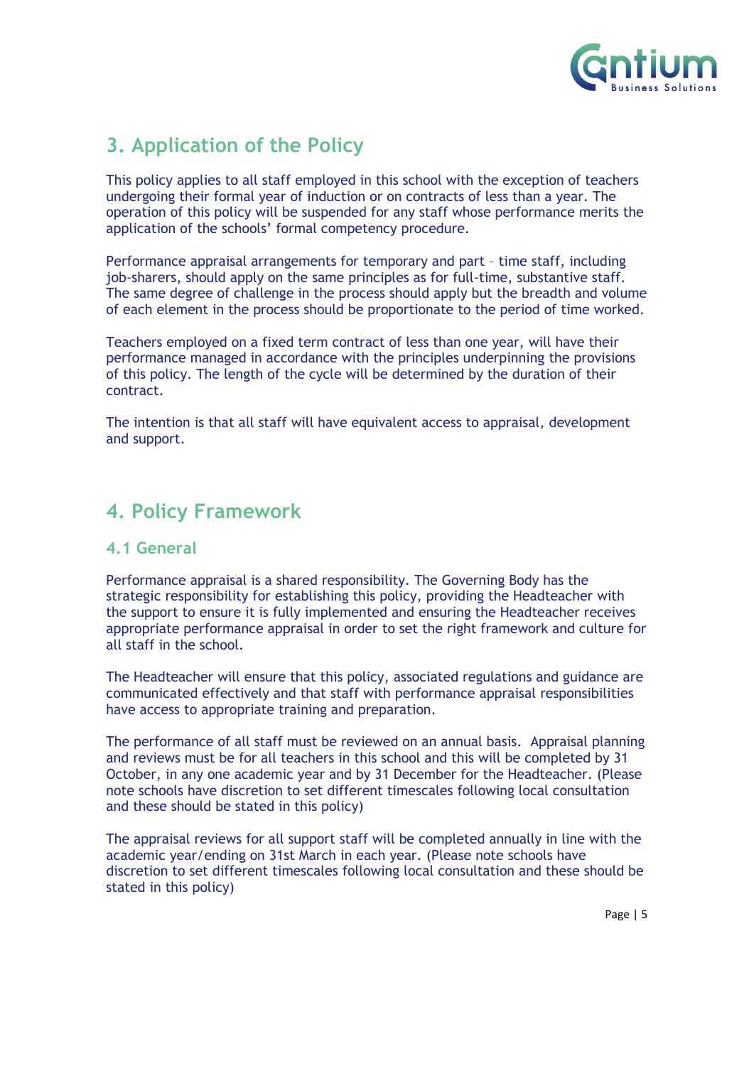## 3. Application of the Policy

This policy applies to all staff employed in this school with the exception of teachers undergoing their formal year of induction or on contracts of less than a year. The operation of this policy will be suspended for any staff whose performance merits the application of the schools' formal competency procedure.

Performance appraisal arrangements for temporary and part – time staff, including job-sharers, should apply on the same principles as for full-time, substantive staff. The same degree of challenge in the process should apply but the breadth and volume of each element in the process should be proportionate to the period of time worked.

Teachers employed on a fixed term contract of less than one year, will have their performance managed in accordance with the principles underpinning the provisions of this policy. The length of the cycle will be determined by the duration of their contract.

The intention is that all staff will have equivalent access to appraisal, development and support.

## 4. Policy Framework

### 4.1 General

Performance appraisal is a shared responsibility. The Governing Body has the strategic responsibility for establishing this policy, providing the Headteacher with the support to ensure it is fully implemented and ensuring the Headteacher receives appropriate performance appraisal in order to set the right framework and culture for all staff in the school.

The Headteacher will ensure that this policy, associated regulations and guidance are communicated effectively and that staff with performance appraisal responsibilities have access to appropriate training and preparation.

The performance of all staff must be reviewed on an annual basis. Appraisal planning and reviews must be for all teachers in this school and this will be completed by 31 October, in any one academic year and by 31 December for the Headteacher. (Please note schools have discretion to set different timescales following local consultation and these should be stated in this policy)

The appraisal reviews for all support staff will be completed annually in line with the academic year/ending on 31st March in each year. (Please note schools have discretion to set different timescales following local consultation and these should be stated in this policy)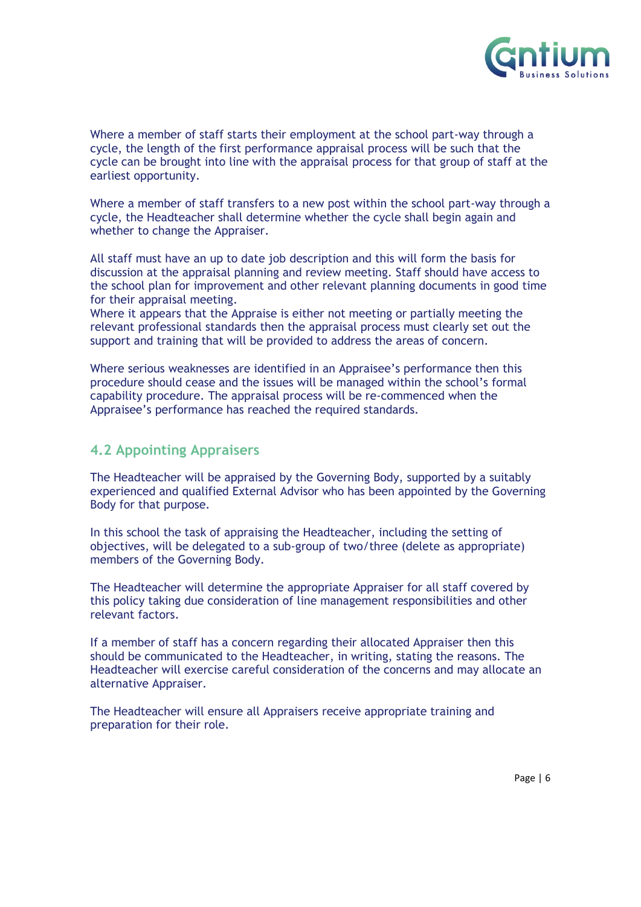Where a member of staff starts their employment at the school part-way through a cycle, the length of the first performance appraisal process will be such that the cycle can be brought into line with the appraisal process for that group of staff at the earliest opportunity.

Where a member of staff transfers to a new post within the school part-way through a cycle, the Headteacher shall determine whether the cycle shall begin again and whether to change the Appraiser.

All staff must have an up to date job description and this will form the basis for discussion at the appraisal planning and review meeting. Staff should have access to the school plan for improvement and other relevant planning documents in good time for their appraisal meeting.
Where it appears that the Appraise is either not meeting or partially meeting the relevant professional standards then the appraisal process must clearly set out the support and training that will be provided to address the areas of concern.

Where serious weaknesses are identified in an Appraisee's performance then this procedure should cease and the issues will be managed within the school's formal capability procedure. The appraisal process will be re-commenced when the Appraisee's performance has reached the required standards.

## 4.2 Appointing Appraisers

The Headteacher will be appraised by the Governing Body, supported by a suitably experienced and qualified External Advisor who has been appointed by the Governing Body for that purpose.

In this school the task of appraising the Headteacher, including the setting of objectives, will be delegated to a sub-group of two/three (delete as appropriate) members of the Governing Body.

The Headteacher will determine the appropriate Appraiser for all staff covered by this policy taking due consideration of line management responsibilities and other relevant factors.

If a member of staff has a concern regarding their allocated Appraiser then this should be communicated to the Headteacher, in writing, stating the reasons. The Headteacher will exercise careful consideration of the concerns and may allocate an alternative Appraiser.

The Headteacher will ensure all Appraisers receive appropriate training and preparation for their role.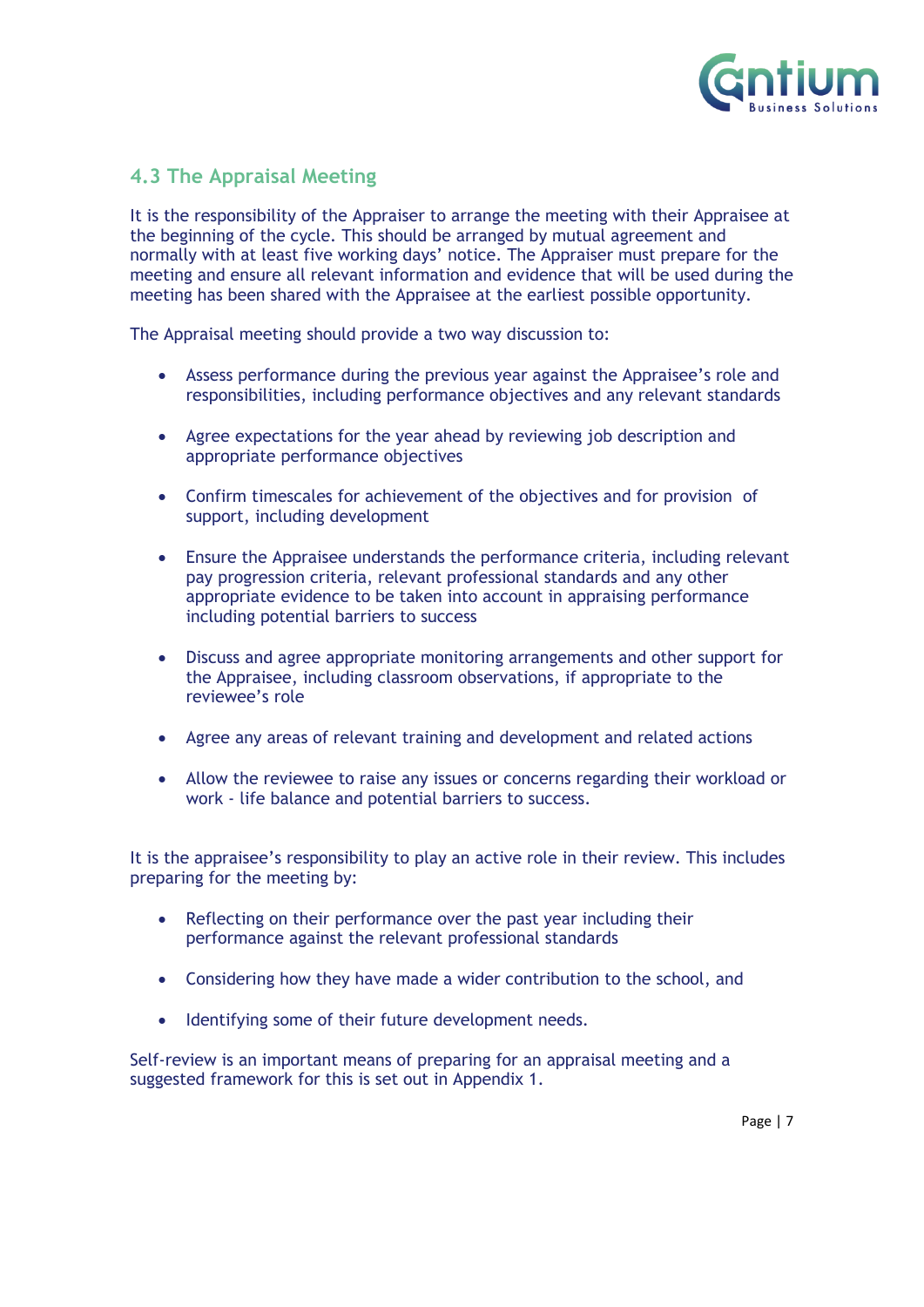### 4.3 The Appraisal Meeting

It is the responsibility of the Appraiser to arrange the meeting with their Appraisee at the beginning of the cycle. This should be arranged by mutual agreement and normally with at least five working days' notice. The Appraiser must prepare for the meeting and ensure all relevant information and evidence that will be used during the meeting has been shared with the Appraisee at the earliest possible opportunity.

The Appraisal meeting should provide a two way discussion to:

- Assess performance during the previous year against the Appraisee's role and responsibilities, including performance objectives and any relevant standards
- Agree expectations for the year ahead by reviewing job description and appropriate performance objectives
- Confirm timescales for achievement of the objectives and for provision of support, including development
- Ensure the Appraisee understands the performance criteria, including relevant pay progression criteria, relevant professional standards and any other appropriate evidence to be taken into account in appraising performance including potential barriers to success
- Discuss and agree appropriate monitoring arrangements and other support for the Appraisee, including classroom observations, if appropriate to the reviewee's role
- Agree any areas of relevant training and development and related actions
- Allow the reviewee to raise any issues or concerns regarding their workload or work - life balance and potential barriers to success.

It is the appraisee's responsibility to play an active role in their review. This includes preparing for the meeting by:

- Reflecting on their performance over the past year including their performance against the relevant professional standards
- Considering how they have made a wider contribution to the school, and
- Identifying some of their future development needs.

Self-review is an important means of preparing for an appraisal meeting and a suggested framework for this is set out in Appendix 1.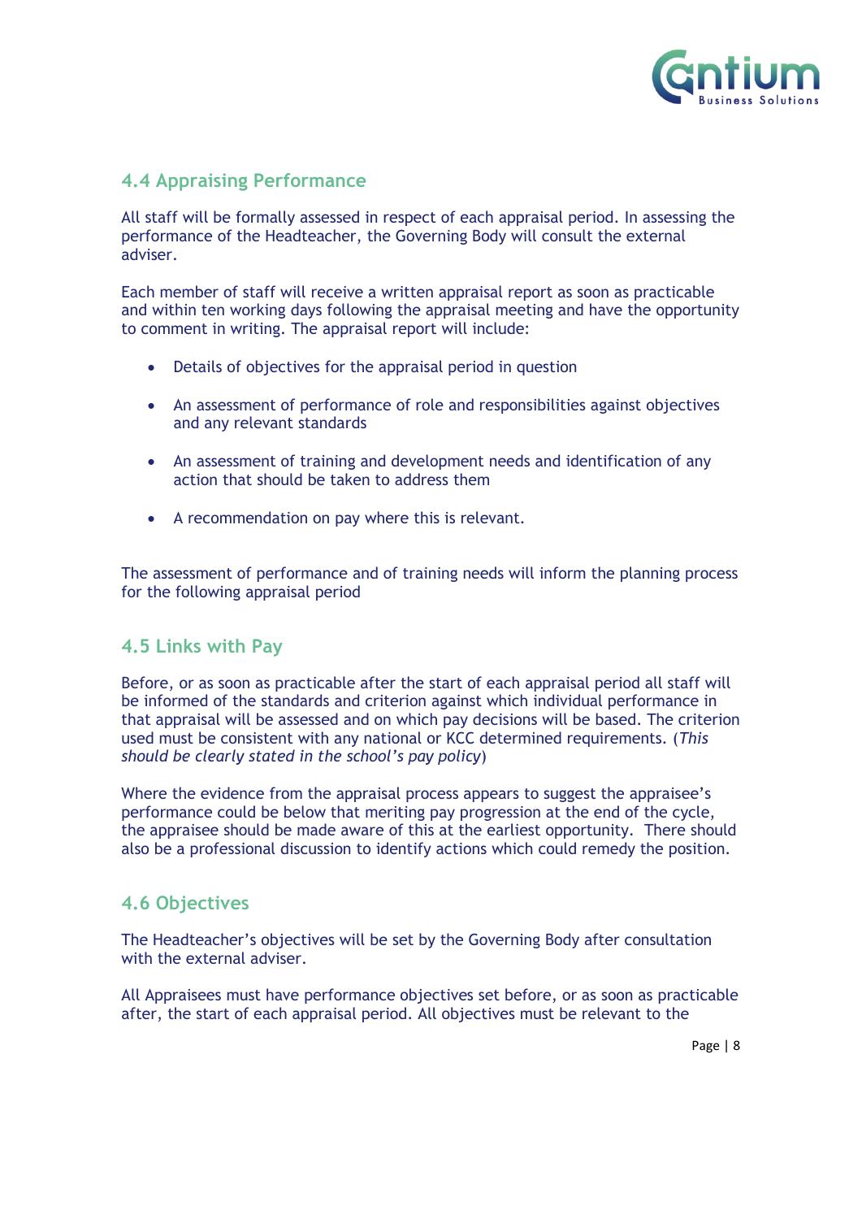## 4.4 Appraising Performance

All staff will be formally assessed in respect of each appraisal period. In assessing the performance of the Headteacher, the Governing Body will consult the external adviser.

Each member of staff will receive a written appraisal report as soon as practicable and within ten working days following the appraisal meeting and have the opportunity to comment in writing. The appraisal report will include:

- Details of objectives for the appraisal period in question
- An assessment of performance of role and responsibilities against objectives and any relevant standards
- An assessment of training and development needs and identification of any action that should be taken to address them
- A recommendation on pay where this is relevant.

The assessment of performance and of training needs will inform the planning process for the following appraisal period

## 4.5 Links with Pay

Before, or as soon as practicable after the start of each appraisal period all staff will be informed of the standards and criterion against which individual performance in that appraisal will be assessed and on which pay decisions will be based. The criterion used must be consistent with any national or KCC determined requirements. (*This should be clearly stated in the school's pay policy*)

Where the evidence from the appraisal process appears to suggest the appraisee's performance could be below that meriting pay progression at the end of the cycle, the appraisee should be made aware of this at the earliest opportunity. There should also be a professional discussion to identify actions which could remedy the position.

## 4.6 Objectives

The Headteacher's objectives will be set by the Governing Body after consultation with the external adviser.

All Appraisees must have performance objectives set before, or as soon as practicable after, the start of each appraisal period. All objectives must be relevant to the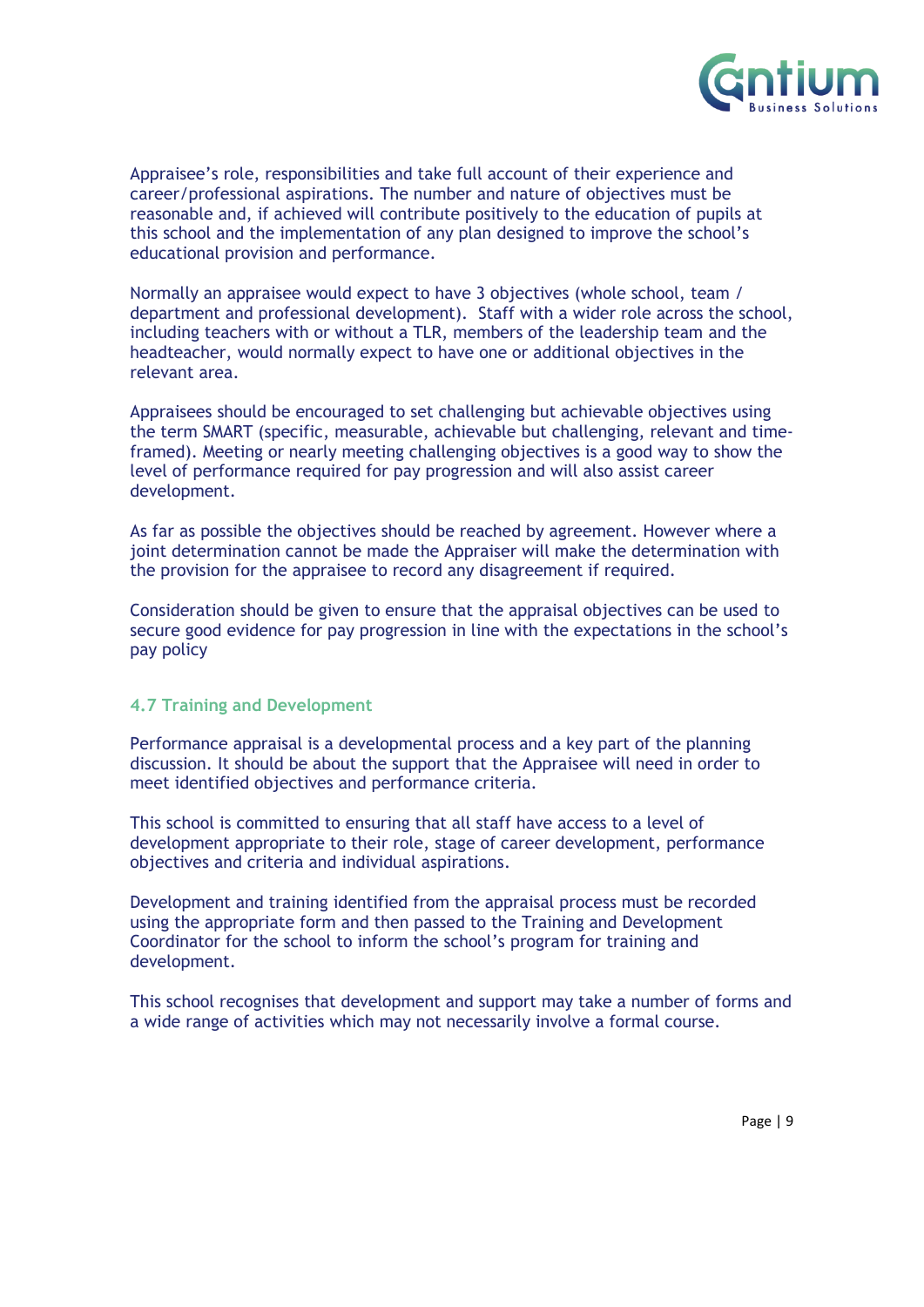Appraisee's role, responsibilities and take full account of their experience and career/professional aspirations. The number and nature of objectives must be reasonable and, if achieved will contribute positively to the education of pupils at this school and the implementation of any plan designed to improve the school's educational provision and performance.

Normally an appraisee would expect to have 3 objectives (whole school, team / department and professional development). Staff with a wider role across the school, including teachers with or without a TLR, members of the leadership team and the headteacher, would normally expect to have one or additional objectives in the relevant area.

Appraisees should be encouraged to set challenging but achievable objectives using the term SMART (specific, measurable, achievable but challenging, relevant and time-framed). Meeting or nearly meeting challenging objectives is a good way to show the level of performance required for pay progression and will also assist career development.

As far as possible the objectives should be reached by agreement. However where a joint determination cannot be made the Appraiser will make the determination with the provision for the appraisee to record any disagreement if required.

Consideration should be given to ensure that the appraisal objectives can be used to secure good evidence for pay progression in line with the expectations in the school's pay policy

### 4.7 Training and Development

Performance appraisal is a developmental process and a key part of the planning discussion. It should be about the support that the Appraisee will need in order to meet identified objectives and performance criteria.

This school is committed to ensuring that all staff have access to a level of development appropriate to their role, stage of career development, performance objectives and criteria and individual aspirations.

Development and training identified from the appraisal process must be recorded using the appropriate form and then passed to the Training and Development Coordinator for the school to inform the school's program for training and development.

This school recognises that development and support may take a number of forms and a wide range of activities which may not necessarily involve a formal course.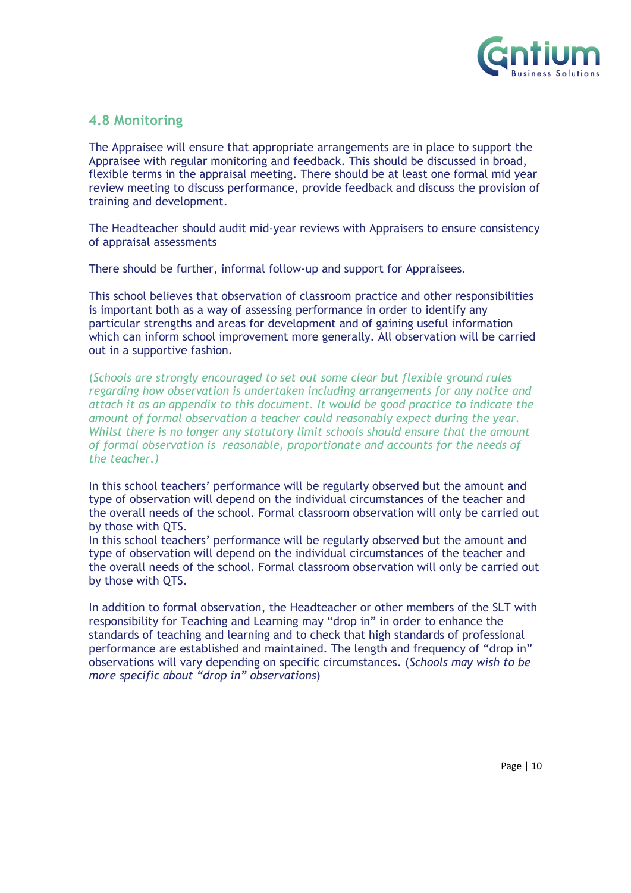### 4.8 Monitoring

The Appraisee will ensure that appropriate arrangements are in place to support the Appraisee with regular monitoring and feedback. This should be discussed in broad, flexible terms in the appraisal meeting. There should be at least one formal mid year review meeting to discuss performance, provide feedback and discuss the provision of training and development.

The Headteacher should audit mid-year reviews with Appraisers to ensure consistency of appraisal assessments

There should be further, informal follow-up and support for Appraisees.

This school believes that observation of classroom practice and other responsibilities is important both as a way of assessing performance in order to identify any particular strengths and areas for development and of gaining useful information which can inform school improvement more generally. All observation will be carried out in a supportive fashion.

*(Schools are strongly encouraged to set out some clear but flexible ground rules regarding how observation is undertaken including arrangements for any notice and attach it as an appendix to this document. It would be good practice to indicate the amount of formal observation a teacher could reasonably expect during the year. Whilst there is no longer any statutory limit schools should ensure that the amount of formal observation is reasonable, proportionate and accounts for the needs of the teacher.)*

In this school teachers' performance will be regularly observed but the amount and type of observation will depend on the individual circumstances of the teacher and the overall needs of the school. Formal classroom observation will only be carried out by those with QTS.
In this school teachers' performance will be regularly observed but the amount and type of observation will depend on the individual circumstances of the teacher and the overall needs of the school. Formal classroom observation will only be carried out by those with QTS.

In addition to formal observation, the Headteacher or other members of the SLT with responsibility for Teaching and Learning may "drop in" in order to enhance the standards of teaching and learning and to check that high standards of professional performance are established and maintained. The length and frequency of "drop in" observations will vary depending on specific circumstances. (*Schools may wish to be more specific about "drop in" observations*)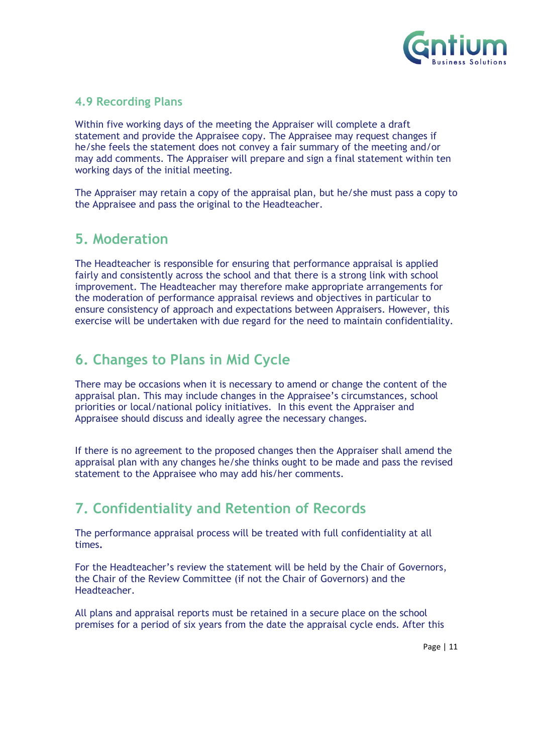### 4.9 Recording Plans

Within five working days of the meeting the Appraiser will complete a draft statement and provide the Appraisee copy. The Appraisee may request changes if he/she feels the statement does not convey a fair summary of the meeting and/or may add comments. The Appraiser will prepare and sign a final statement within ten working days of the initial meeting.

The Appraiser may retain a copy of the appraisal plan, but he/she must pass a copy to the Appraisee and pass the original to the Headteacher.

## 5. Moderation

The Headteacher is responsible for ensuring that performance appraisal is applied fairly and consistently across the school and that there is a strong link with school improvement. The Headteacher may therefore make appropriate arrangements for the moderation of performance appraisal reviews and objectives in particular to ensure consistency of approach and expectations between Appraisers. However, this exercise will be undertaken with due regard for the need to maintain confidentiality.

## 6. Changes to Plans in Mid Cycle

There may be occasions when it is necessary to amend or change the content of the appraisal plan. This may include changes in the Appraisee's circumstances, school priorities or local/national policy initiatives. In this event the Appraiser and Appraisee should discuss and ideally agree the necessary changes.

If there is no agreement to the proposed changes then the Appraiser shall amend the appraisal plan with any changes he/she thinks ought to be made and pass the revised statement to the Appraisee who may add his/her comments.

## 7. Confidentiality and Retention of Records

The performance appraisal process will be treated with full confidentiality at all times.

For the Headteacher's review the statement will be held by the Chair of Governors, the Chair of the Review Committee (if not the Chair of Governors) and the Headteacher.

All plans and appraisal reports must be retained in a secure place on the school premises for a period of six years from the date the appraisal cycle ends. After this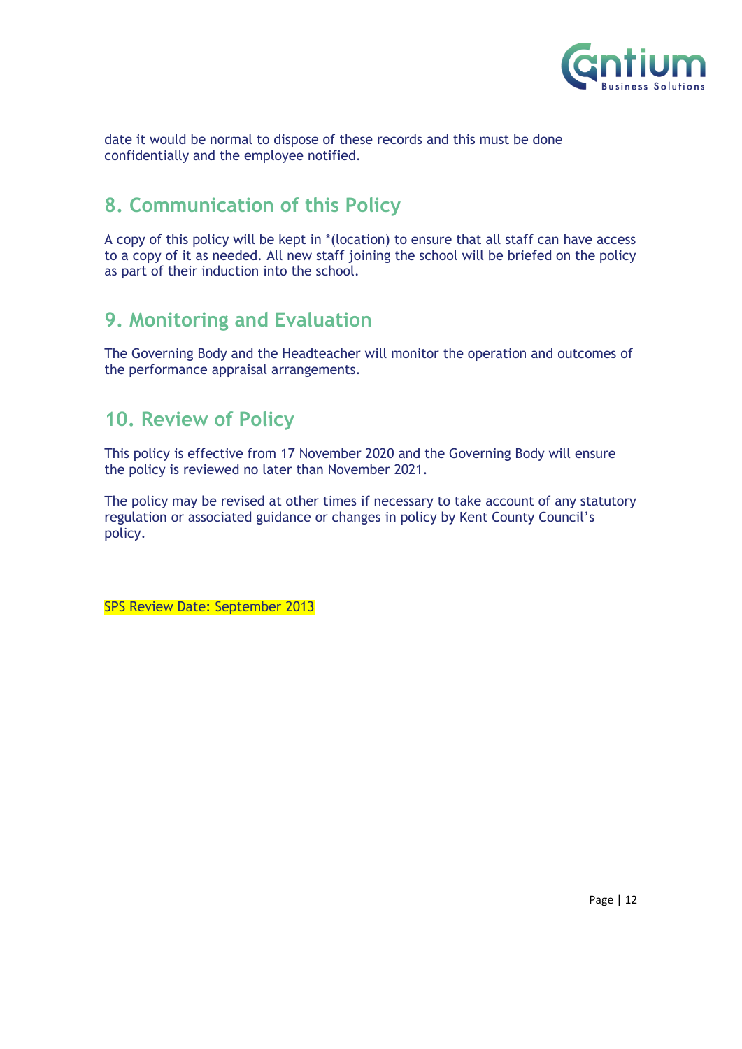date it would be normal to dispose of these records and this must be done confidentially and the employee notified.

## 8. Communication of this Policy

A copy of this policy will be kept in *(location) to ensure that all staff can have access to a copy of it as needed. All new staff joining the school will be briefed on the policy as part of their induction into the school.

## 9. Monitoring and Evaluation

The Governing Body and the Headteacher will monitor the operation and outcomes of the performance appraisal arrangements.

## 10. Review of Policy

This policy is effective from 17 November 2020 and the Governing Body will ensure the policy is reviewed no later than November 2021.

The policy may be revised at other times if necessary to take account of any statutory regulation or associated guidance or changes in policy by Kent County Council's policy.

SPS Review Date: September 2013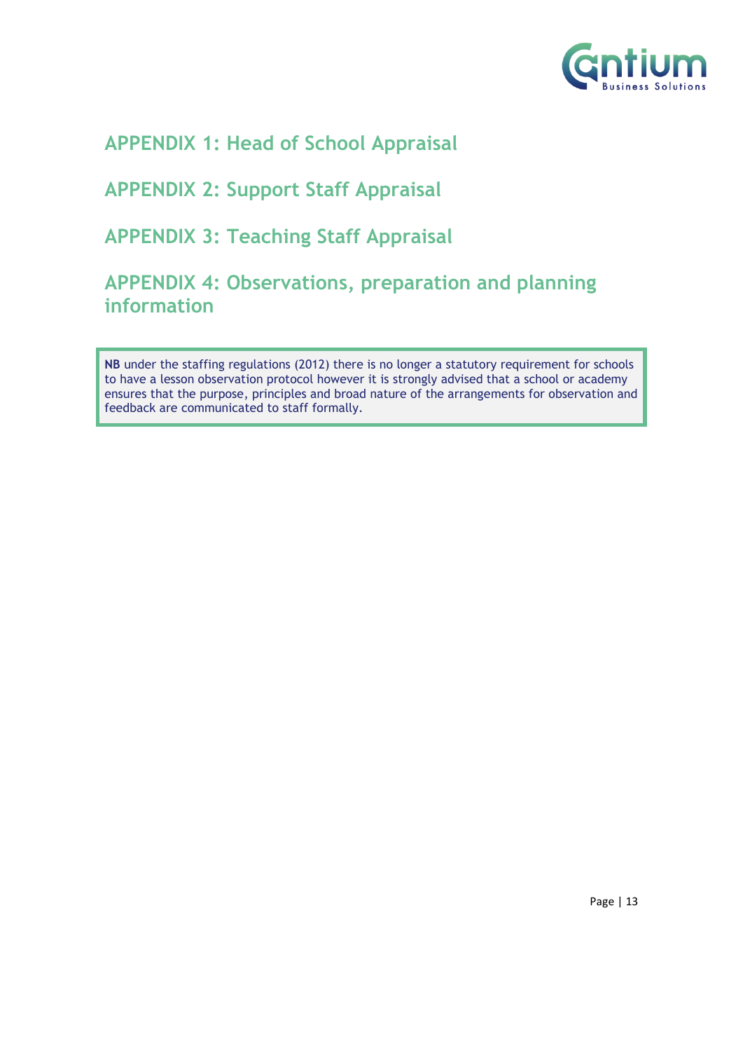## APPENDIX 1: Head of School Appraisal

## APPENDIX 2: Support Staff Appraisal

## APPENDIX 3: Teaching Staff Appraisal

## APPENDIX 4: Observations, preparation and planning information

**NB** under the staffing regulations (2012) there is no longer a statutory requirement for schools to have a lesson observation protocol however it is strongly advised that a school or academy ensures that the purpose, principles and broad nature of the arrangements for observation and feedback are communicated to staff formally.